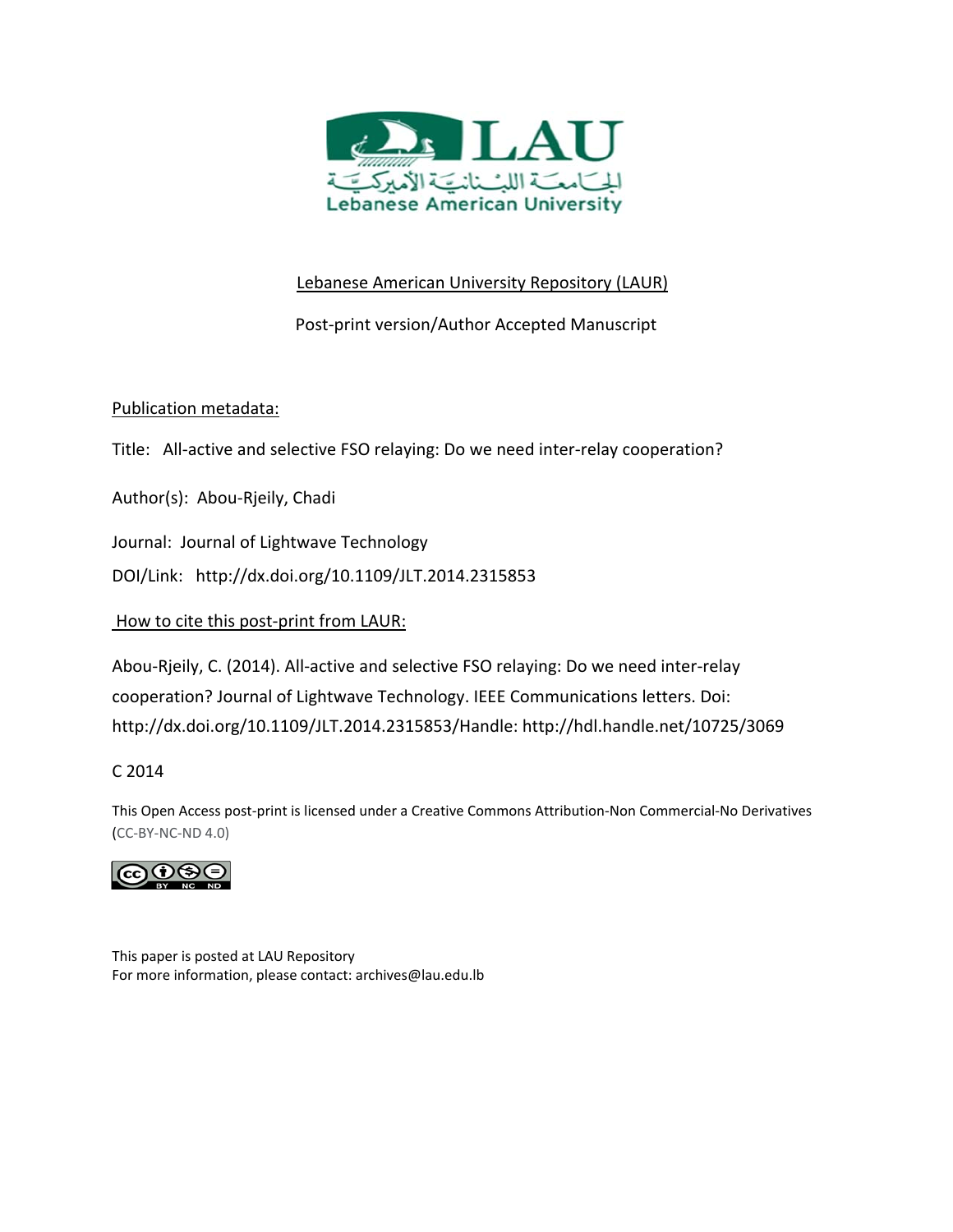LAU

الجامعة اللبنانية الأميركية

Lebanese American University

Lebanese American University Repository (LAUR)

Post-print version/Author Accepted Manuscript

Publication metadata:

Title: All-active and selective FSO relaying: Do we need inter-relay cooperation?

Author(s): Abou-Rjeily, Chadi

Journal: Journal of Lightwave Technology

DOI/Link: http://dx.doi.org/10.1109/JLT.2014.2315853

How to cite this post-print from LAUR:

Abou-Rjeily, C. (2014). All-active and selective FSO relaying: Do we need inter-relay cooperation? Journal of Lightwave Technology. IEEE Communications letters. Doi: http://dx.doi.org/10.1109/JLT.2014.2315853/Handle: http://hdl.handle.net/10725/3069

C 2014

This Open Access post-print is licensed under a Creative Commons Attribution-Non Commercial-No Derivatives (CC-BY-NC-ND 4.0)

This paper is posted at LAU Repository

For more information, please contact: archives@lau.edu.lb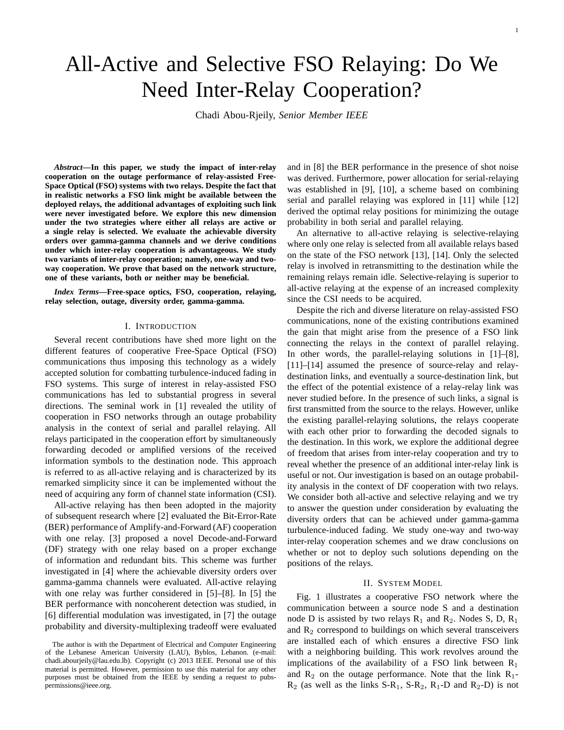# All-Active and Selective FSO Relaying: Do We Need Inter-Relay Cooperation?

Chadi Abou-Rjeily, *Senior Member IEEE*

***Abstract*—In this paper, we study the impact of inter-relay cooperation on the outage performance of relay-assisted Free-Space Optical (FSO) systems with two relays. Despite the fact that in realistic networks a FSO link might be available between the deployed relays, the additional advantages of exploiting such link were never investigated before. We explore this new dimension under the two strategies where either all relays are active or a single relay is selected. We evaluate the achievable diversity orders over gamma-gamma channels and we derive conditions under which inter-relay cooperation is advantageous. We study two variants of inter-relay cooperation; namely, one-way and two-way cooperation. We prove that based on the network structure, one of these variants, both or neither may be beneficial.**

***Index Terms*—Free-space optics, FSO, cooperation, relaying, relay selection, outage, diversity order, gamma-gamma.**

## I. Introduction

Several recent contributions have shed more light on the different features of cooperative Free-Space Optical (FSO) communications thus imposing this technology as a widely accepted solution for combatting turbulence-induced fading in FSO systems. This surge of interest in relay-assisted FSO communications has led to substantial progress in several directions. The seminal work in [1] revealed the utility of cooperation in FSO networks through an outage probability analysis in the context of serial and parallel relaying. All relays participated in the cooperation effort by simultaneously forwarding decoded or amplified versions of the received information symbols to the destination node. This approach is referred to as all-active relaying and is characterized by its remarked simplicity since it can be implemented without the need of acquiring any form of channel state information (CSI).

All-active relaying has then been adopted in the majority of subsequent research where [2] evaluated the Bit-Error-Rate (BER) performance of Amplify-and-Forward (AF) cooperation with one relay. [3] proposed a novel Decode-and-Forward (DF) strategy with one relay based on a proper exchange of information and redundant bits. This scheme was further investigated in [4] where the achievable diversity orders over gamma-gamma channels were evaluated. All-active relaying with one relay was further considered in [5]–[8]. In [5] the BER performance with noncoherent detection was studied, in [6] differential modulation was investigated, in [7] the outage probability and diversity-multiplexing tradeoff were evaluated and in [8] the BER performance in the presence of shot noise was derived. Furthermore, power allocation for serial-relaying was established in [9], [10], a scheme based on combining serial and parallel relaying was explored in [11] while [12] derived the optimal relay positions for minimizing the outage probability in both serial and parallel relaying.

An alternative to all-active relaying is selective-relaying where only one relay is selected from all available relays based on the state of the FSO network [13], [14]. Only the selected relay is involved in retransmitting to the destination while the remaining relays remain idle. Selective-relaying is superior to all-active relaying at the expense of an increased complexity since the CSI needs to be acquired.

Despite the rich and diverse literature on relay-assisted FSO communications, none of the existing contributions examined the gain that might arise from the presence of a FSO link connecting the relays in the context of parallel relaying. In other words, the parallel-relaying solutions in [1]–[8], [11]–[14] assumed the presence of source-relay and relay-destination links, and eventually a source-destination link, but the effect of the potential existence of a relay-relay link was never studied before. In the presence of such links, a signal is first transmitted from the source to the relays. However, unlike the existing parallel-relaying solutions, the relays cooperate with each other prior to forwarding the decoded signals to the destination. In this work, we explore the additional degree of freedom that arises from inter-relay cooperation and try to reveal whether the presence of an additional inter-relay link is useful or not. Our investigation is based on an outage probability analysis in the context of DF cooperation with two relays. We consider both all-active and selective relaying and we try to answer the question under consideration by evaluating the diversity orders that can be achieved under gamma-gamma turbulence-induced fading. We study one-way and two-way inter-relay cooperation schemes and we draw conclusions on whether or not to deploy such solutions depending on the positions of the relays.

## II. System Model

Fig. 1 illustrates a cooperative FSO network where the communication between a source node S and a destination node D is assisted by two relays $R_1$ and $R_2$. Nodes S, D, $R_1$ and $R_2$ correspond to buildings on which several transceivers are installed each of which ensures a directive FSO link with a neighboring building. This work revolves around the implications of the availability of a FSO link between $R_1$ and $R_2$ on the outage performance. Note that the link $R_1$-$R_2$ (as well as the links S-$R_1$, S-$R_2$, $R_1$-D and $R_2$-D) is not

The author is with the Department of Electrical and Computer Engineering of the Lebanese American University (LAU), Byblos, Lebanon. (e-mail: chadi.abourjeily@lau.edu.lb). Copyright (c) 2013 IEEE. Personal use of this material is permitted. However, permission to use this material for any other purposes must be obtained from the IEEE by sending a request to pubs-permissions@ieee.org.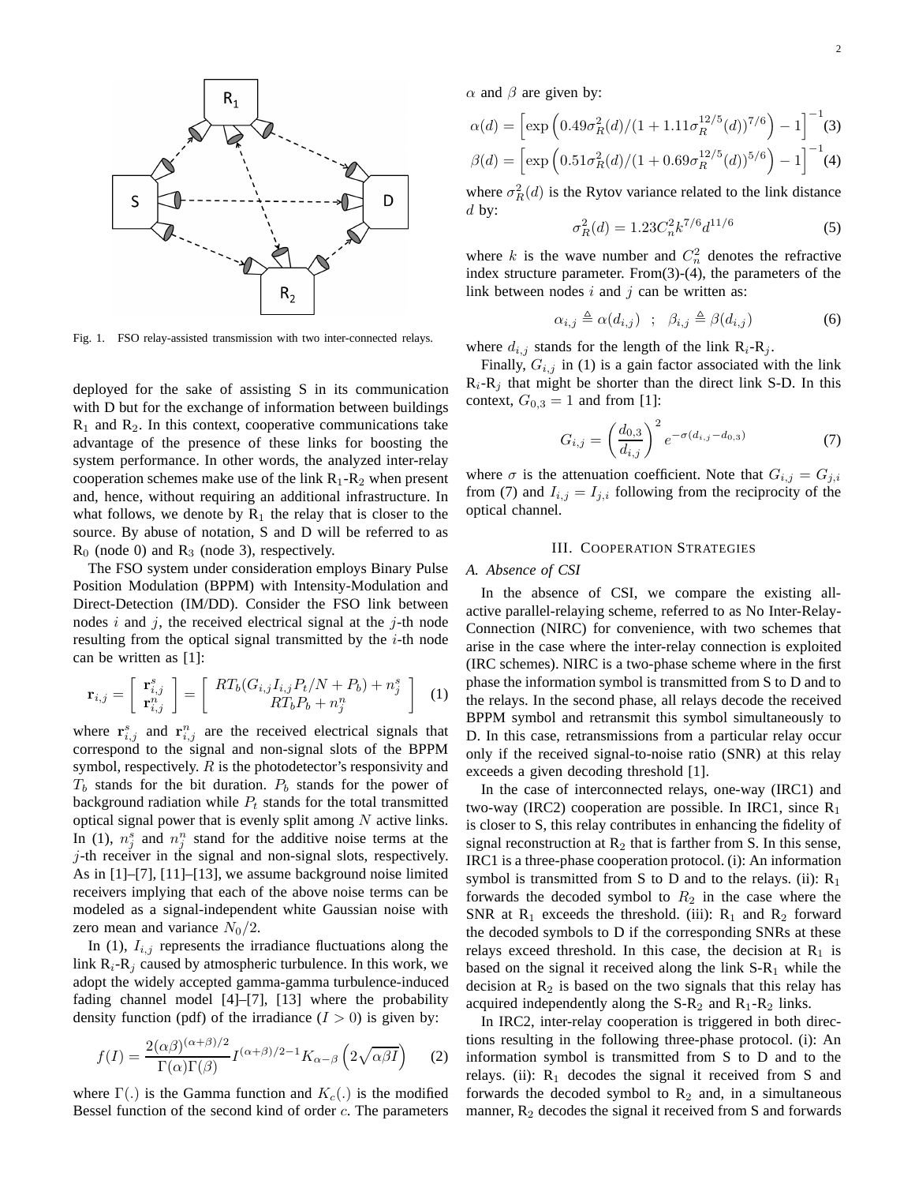Fig. 1. FSO relay-assisted transmission with two inter-connected relays.

deployed for the sake of assisting S in its communication with D but for the exchange of information between buildings $R_1$ and $R_2$. In this context, cooperative communications take advantage of the presence of these links for boosting the system performance. In other words, the analyzed inter-relay cooperation schemes make use of the link $R_1$-$R_2$ when present and, hence, without requiring an additional infrastructure. In what follows, we denote by $R_1$ the relay that is closer to the source. By abuse of notation, S and D will be referred to as $R_0$ (node 0) and $R_3$ (node 3), respectively.

The FSO system under consideration employs Binary Pulse Position Modulation (BPPM) with Intensity-Modulation and Direct-Detection (IM/DD). Consider the FSO link between nodes $i$ and $j$, the received electrical signal at the $j$-th node resulting from the optical signal transmitted by the $i$-th node can be written as [1]:

$$\mathbf{r}_{i,j} = \begin{bmatrix} \mathbf{r}_{i,j}^s \\ \mathbf{r}_{i,j}^n \end{bmatrix} = \begin{bmatrix} RT_b(G_{i,j}I_{i,j}P_t/N + P_b) + n_j^s \\ RT_bP_b + n_j^n \end{bmatrix} \quad (1)$$

where $\mathbf{r}_{i,j}^s$ and $\mathbf{r}_{i,j}^n$ are the received electrical signals that correspond to the signal and non-signal slots of the BPPM symbol, respectively. $R$ is the photodetector's responsivity and $T_b$ stands for the bit duration. $P_b$ stands for the power of background radiation while $P_t$ stands for the total transmitted optical signal power that is evenly split among $N$ active links. In (1), $n_j^s$ and $n_j^n$ stand for the additive noise terms at the $j$-th receiver in the signal and non-signal slots, respectively. As in [1]–[7], [11]–[13], we assume background noise limited receivers implying that each of the above noise terms can be modeled as a signal-independent white Gaussian noise with zero mean and variance $N_0/2$.

In (1), $I_{i,j}$ represents the irradiance fluctuations along the link $R_i$-$R_j$ caused by atmospheric turbulence. In this work, we adopt the widely accepted gamma-gamma turbulence-induced fading channel model [4]–[7], [13] where the probability density function (pdf) of the irradiance ($I > 0$) is given by:

$$f(I) = \frac{2(\alpha\beta)^{(\alpha+\beta)/2}}{\Gamma(\alpha)\Gamma(\beta)} I^{(\alpha+\beta)/2-1} K_{\alpha-\beta}\left(2\sqrt{\alpha\beta I}\right) \quad (2)$$

where $\Gamma(.)$ is the Gamma function and $K_c(.)$ is the modified Bessel function of the second kind of order $c$. The parameters $\alpha$ and $\beta$ are given by:

$$\alpha(d) = \left[\exp\left(0.49\sigma_R^2(d)/(1 + 1.11\sigma_R^{12/5}(d))^{7/6}\right) - 1\right]^{-1} \quad (3)$$

$$\beta(d) = \left[\exp\left(0.51\sigma_R^2(d)/(1 + 0.69\sigma_R^{12/5}(d))^{5/6}\right) - 1\right]^{-1} \quad (4)$$

where $\sigma_R^2(d)$ is the Rytov variance related to the link distance $d$ by:

$$\sigma_R^2(d) = 1.23C_n^2 k^{7/6} d^{11/6} \quad (5)$$

where $k$ is the wave number and $C_n^2$ denotes the refractive index structure parameter. From(3)-(4), the parameters of the link between nodes $i$ and $j$ can be written as:

$$\alpha_{i,j} \triangleq \alpha(d_{i,j}) \quad ; \quad \beta_{i,j} \triangleq \beta(d_{i,j}) \quad (6)$$

where $d_{i,j}$ stands for the length of the link $R_i$-$R_j$.

Finally, $G_{i,j}$ in (1) is a gain factor associated with the link $R_i$-$R_j$ that might be shorter than the direct link S-D. In this context, $G_{0,3} = 1$ and from [1]:

$$G_{i,j} = \left(\frac{d_{0,3}}{d_{i,j}}\right)^2 e^{-\sigma(d_{i,j} - d_{0,3})} \quad (7)$$

where $\sigma$ is the attenuation coefficient. Note that $G_{i,j} = G_{j,i}$ from (7) and $I_{i,j} = I_{j,i}$ following from the reciprocity of the optical channel.

## III. Cooperation Strategies

### A. Absence of CSI

In the absence of CSI, we compare the existing all-active parallel-relaying scheme, referred to as No Inter-Relay-Connection (NIRC) for convenience, with two schemes that arise in the case where the inter-relay connection is exploited (IRC schemes). NIRC is a two-phase scheme where in the first phase the information symbol is transmitted from S to D and to the relays. In the second phase, all relays decode the received BPPM symbol and retransmit this symbol simultaneously to D. In this case, retransmissions from a particular relay occur only if the received signal-to-noise ratio (SNR) at this relay exceeds a given decoding threshold [1].

In the case of interconnected relays, one-way (IRC1) and two-way (IRC2) cooperation are possible. In IRC1, since $R_1$ is closer to S, this relay contributes in enhancing the fidelity of signal reconstruction at $R_2$ that is farther from S. In this sense, IRC1 is a three-phase cooperation protocol. (i): An information symbol is transmitted from S to D and to the relays. (ii): $R_1$ forwards the decoded symbol to $R_2$ in the case where the SNR at $R_1$ exceeds the threshold. (iii): $R_1$ and $R_2$ forward the decoded symbols to D if the corresponding SNRs at these relays exceed threshold. In this case, the decision at $R_1$ is based on the signal it received along the link S-$R_1$ while the decision at $R_2$ is based on the two signals that this relay has acquired independently along the S-$R_2$ and $R_1$-$R_2$ links.

In IRC2, inter-relay cooperation is triggered in both directions resulting in the following three-phase protocol. (i): An information symbol is transmitted from S to D and to the relays. (ii): $R_1$ decodes the signal it received from S and forwards the decoded symbol to $R_2$ and, in a simultaneous manner, $R_2$ decodes the signal it received from S and forwards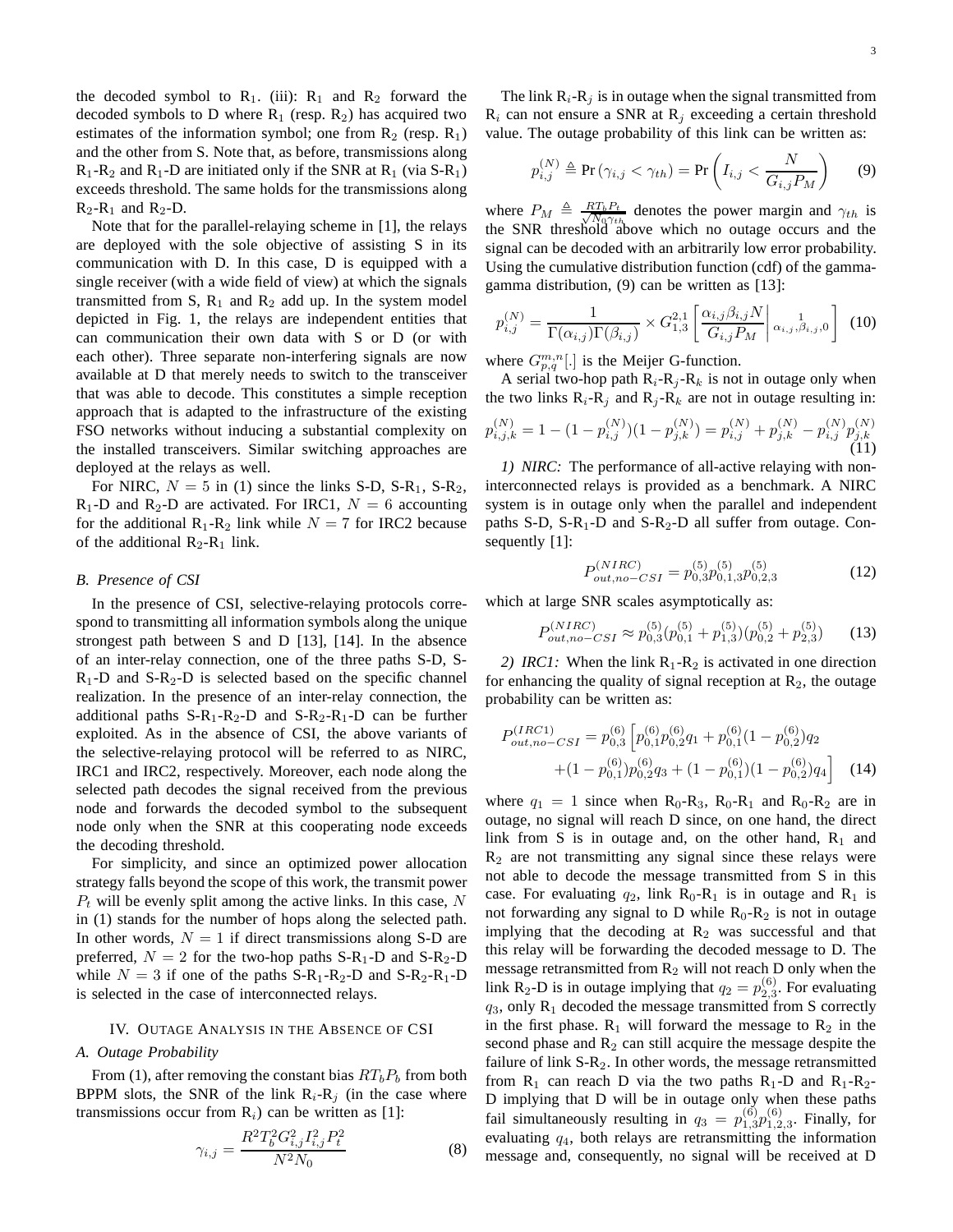the decoded symbol to $R_1$. (iii): $R_1$ and $R_2$ forward the decoded symbols to D where $R_1$ (resp. $R_2$) has acquired two estimates of the information symbol; one from $R_2$ (resp. $R_1$) and the other from S. Note that, as before, transmissions along $R_1$-$R_2$ and $R_1$-D are initiated only if the SNR at $R_1$ (via S-$R_1$) exceeds threshold. The same holds for the transmissions along $R_2$-$R_1$ and $R_2$-D.

Note that for the parallel-relaying scheme in [1], the relays are deployed with the sole objective of assisting S in its communication with D. In this case, D is equipped with a single receiver (with a wide field of view) at which the signals transmitted from S, $R_1$ and $R_2$ add up. In the system model depicted in Fig. 1, the relays are independent entities that can communication their own data with S or D (or with each other). Three separate non-interfering signals are now available at D that merely needs to switch to the transceiver that was able to decode. This constitutes a simple reception approach that is adapted to the infrastructure of the existing FSO networks without inducing a substantial complexity on the installed transceivers. Similar switching approaches are deployed at the relays as well.

For NIRC, $N = 5$ in (1) since the links S-D, S-$R_1$, S-$R_2$, $R_1$-D and $R_2$-D are activated. For IRC1, $N = 6$ accounting for the additional $R_1$-$R_2$ link while $N = 7$ for IRC2 because of the additional $R_2$-$R_1$ link.

### B. Presence of CSI

In the presence of CSI, selective-relaying protocols correspond to transmitting all information symbols along the unique strongest path between S and D [13], [14]. In the absence of an inter-relay connection, one of the three paths S-D, S-$R_1$-D and S-$R_2$-D is selected based on the specific channel realization. In the presence of an inter-relay connection, the additional paths S-$R_1$-$R_2$-D and S-$R_2$-$R_1$-D can be further exploited. As in the absence of CSI, the above variants of the selective-relaying protocol will be referred to as NIRC, IRC1 and IRC2, respectively. Moreover, each node along the selected path decodes the signal received from the previous node and forwards the decoded symbol to the subsequent node only when the SNR at this cooperating node exceeds the decoding threshold.

For simplicity, and since an optimized power allocation strategy falls beyond the scope of this work, the transmit power $P_t$ will be evenly split among the active links. In this case, $N$ in (1) stands for the number of hops along the selected path. In other words, $N = 1$ if direct transmissions along S-D are preferred, $N = 2$ for the two-hop paths S-$R_1$-D and S-$R_2$-D while $N = 3$ if one of the paths S-$R_1$-$R_2$-D and S-$R_2$-$R_1$-D is selected in the case of interconnected relays.

## IV. Outage Analysis in the Absence of CSI

### A. Outage Probability

From (1), after removing the constant bias $RT_bP_b$ from both BPPM slots, the SNR of the link $R_i$-$R_j$ (in the case where transmissions occur from $R_i$) can be written as [1]:

$$\gamma_{i,j} = \frac{R^2 T_b^2 G_{i,j}^2 I_{i,j}^2 P_t^2}{N^2 N_0} \tag{8}$$

The link $R_i$-$R_j$ is in outage when the signal transmitted from $R_i$ can not ensure a SNR at $R_j$ exceeding a certain threshold value. The outage probability of this link can be written as:

$$p_{i,j}^{(N)} \triangleq \Pr(\gamma_{i,j} < \gamma_{th}) = \Pr\left(I_{i,j} < \frac{N}{G_{i,j}P_M}\right) \tag{9}$$

where $P_M \triangleq \frac{RT_bP_t}{\sqrt{N_0\gamma_{th}}}$ denotes the power margin and $\gamma_{th}$ is the SNR threshold above which no outage occurs and the signal can be decoded with an arbitrarily low error probability. Using the cumulative distribution function (cdf) of the gamma-gamma distribution, (9) can be written as [13]:

$$p_{i,j}^{(N)} = \frac{1}{\Gamma(\alpha_{i,j})\Gamma(\beta_{i,j})} \times G_{1,3}^{2,1}\left[\frac{\alpha_{i,j}\beta_{i,j}N}{G_{i,j}P_M}\middle|_{\alpha_{i,j},\beta_{i,j},0}^{1}\right] \tag{10}$$

where $G_{p,q}^{m,n}[.]$ is the Meijer G-function.

A serial two-hop path $R_i$-$R_j$-$R_k$ is not in outage only when the two links $R_i$-$R_j$ and $R_j$-$R_k$ are not in outage resulting in:

$$p_{i,j,k}^{(N)} = 1 - (1-p_{i,j}^{(N)})(1-p_{j,k}^{(N)}) = p_{i,j}^{(N)} + p_{j,k}^{(N)} - p_{i,j}^{(N)}p_{j,k}^{(N)} \tag{11}$$

*1) NIRC:* The performance of all-active relaying with non-interconnected relays is provided as a benchmark. A NIRC system is in outage only when the parallel and independent paths S-D, S-$R_1$-D and S-$R_2$-D all suffer from outage. Consequently [1]:

$$P_{out,no-CSI}^{(NIRC)} = p_{0,3}^{(5)}p_{0,1,3}^{(5)}p_{0,2,3}^{(5)} \tag{12}$$

which at large SNR scales asymptotically as:

$$P_{out,no-CSI}^{(NIRC)} \approx p_{0,3}^{(5)}(p_{0,1}^{(5)} + p_{1,3}^{(5)})(p_{0,2}^{(5)} + p_{2,3}^{(5)}) \tag{13}$$

*2) IRC1:* When the link $R_1$-$R_2$ is activated in one direction for enhancing the quality of signal reception at $R_2$, the outage probability can be written as:

$$P_{out,no-CSI}^{(IRC1)} = p_{0,3}^{(6)}\Big[p_{0,1}^{(6)}p_{0,2}^{(6)}q_1 + p_{0,1}^{(6)}(1-p_{0,2}^{(6)})q_2 + (1-p_{0,1}^{(6)})p_{0,2}^{(6)}q_3 + (1-p_{0,1}^{(6)})(1-p_{0,2}^{(6)})q_4\Big] \tag{14}$$

where $q_1 = 1$ since when $R_0$-$R_3$, $R_0$-$R_1$ and $R_0$-$R_2$ are in outage, no signal will reach D since, on one hand, the direct link from S is in outage and, on the other hand, $R_1$ and $R_2$ are not transmitting any signal since these relays were not able to decode the message transmitted from S in this case. For evaluating $q_2$, link $R_0$-$R_1$ is in outage and $R_1$ is not forwarding any signal to D while $R_0$-$R_2$ is not in outage implying that the decoding at $R_2$ was successful and that this relay will be forwarding the decoded message to D. The message retransmitted from $R_2$ will not reach D only when the link $R_2$-D is in outage implying that $q_2 = p_{2,3}^{(6)}$. For evaluating $q_3$, only $R_1$ decoded the message transmitted from S correctly in the first phase. $R_1$ will forward the message to $R_2$ in the second phase and $R_2$ can still acquire the message despite the failure of link S-$R_2$. In other words, the message retransmitted from $R_1$ can reach D via the two paths $R_1$-D and $R_1$-$R_2$-D implying that D will be in outage only when these paths fail simultaneously resulting in $q_3 = p_{1,3}^{(6)}p_{1,2,3}^{(6)}$. Finally, for evaluating $q_4$, both relays are retransmitting the information message and, consequently, no signal will be received at D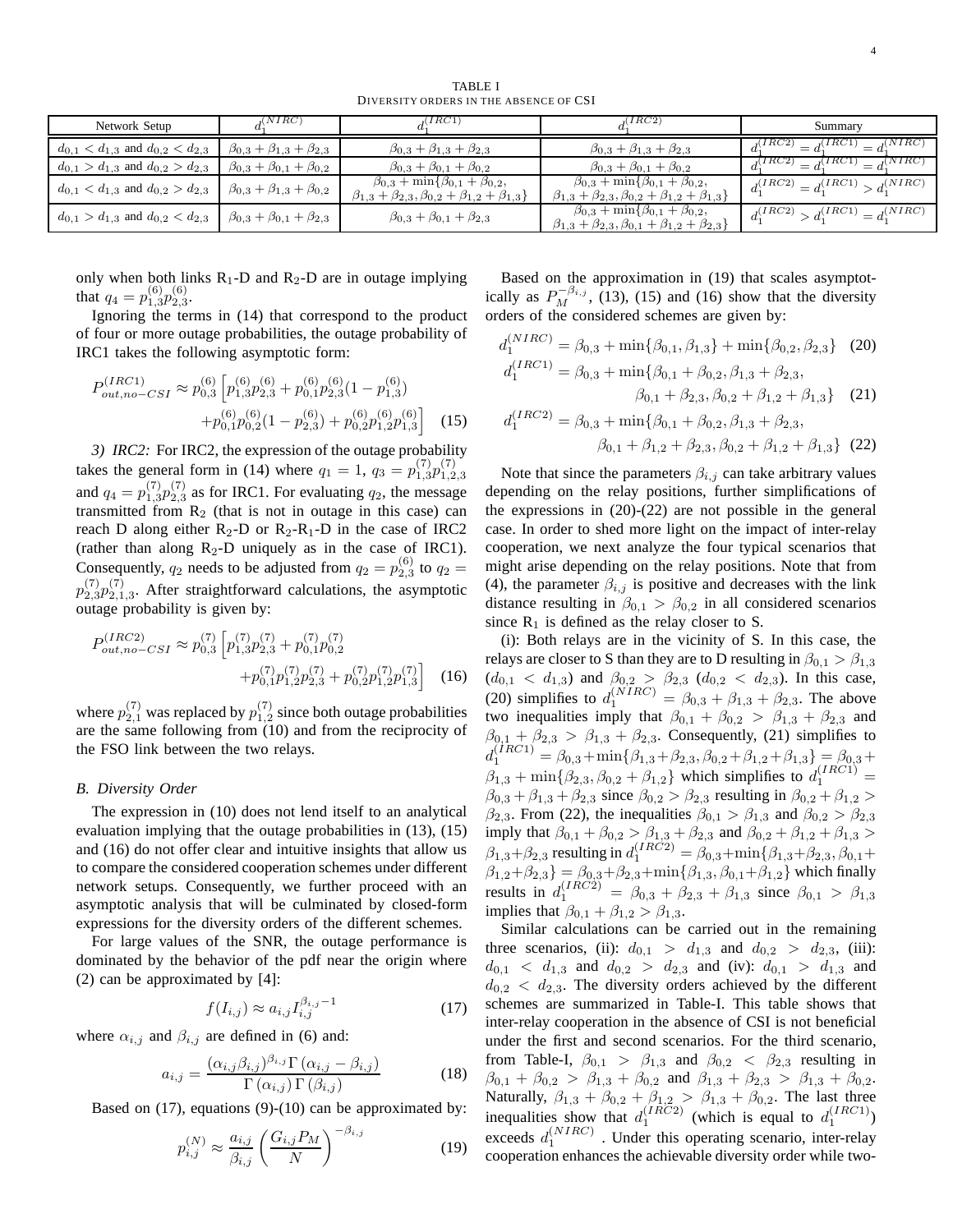TABLE I

DIVERSITY ORDERS IN THE ABSENCE OF CSI

| Network Setup | $d_1^{(NIRC)}$ | $d_1^{(IRC1)}$ | $d_1^{(IRC2)}$ | Summary |
|---|---|---|---|---|
| $d_{0,1} < d_{1,3}$ and $d_{0,2} < d_{2,3}$ | $\beta_{0,3} + \beta_{1,3} + \beta_{2,3}$ | $\beta_{0,3} + \beta_{1,3} + \beta_{2,3}$ | $\beta_{0,3} + \beta_{1,3} + \beta_{2,3}$ | $d_1^{(IRC2)} = d_1^{(IRC1)} = d_1^{(NIRC)}$ |
| $d_{0,1} > d_{1,3}$ and $d_{0,2} > d_{2,3}$ | $\beta_{0,3} + \beta_{0,1} + \beta_{0,2}$ | $\beta_{0,3} + \beta_{0,1} + \beta_{0,2}$ | $\beta_{0,3} + \beta_{0,1} + \beta_{0,2}$ | $d_1^{(IRC2)} = d_1^{(IRC1)} = d_1^{(NIRC)}$ |
| $d_{0,1} < d_{1,3}$ and $d_{0,2} > d_{2,3}$ | $\beta_{0,3} + \beta_{1,3} + \beta_{0,2}$ | $\beta_{0,3} + \min\{\beta_{0,1} + \beta_{0,2}, \beta_{1,3} + \beta_{2,3}, \beta_{0,2} + \beta_{1,2} + \beta_{1,3}\}$ | $\beta_{0,3} + \min\{\beta_{0,1} + \beta_{0,2}, \beta_{1,3} + \beta_{2,3}, \beta_{0,2} + \beta_{1,2} + \beta_{1,3}\}$ | $d_1^{(IRC2)} = d_1^{(IRC1)} > d_1^{(NIRC)}$ |
| $d_{0,1} > d_{1,3}$ and $d_{0,2} < d_{2,3}$ | $\beta_{0,3} + \beta_{0,1} + \beta_{2,3}$ | $\beta_{0,3} + \beta_{0,1} + \beta_{2,3}$ | $\beta_{0,3} + \min\{\beta_{0,1} + \beta_{0,2}, \beta_{1,3} + \beta_{2,3}, \beta_{0,1} + \beta_{1,2} + \beta_{2,3}\}$ | $d_1^{(IRC2)} > d_1^{(IRC1)} = d_1^{(NIRC)}$ |

only when both links R$_1$-D and R$_2$-D are in outage implying that $q_4 = p_{1,3}^{(6)} p_{2,3}^{(6)}$.

Ignoring the terms in (14) that correspond to the product of four or more outage probabilities, the outage probability of IRC1 takes the following asymptotic form:

$$P_{out,no-CSI}^{(IRC1)} \approx p_{0,3}^{(6)} \Big[ p_{1,3}^{(6)} p_{2,3}^{(6)} + p_{0,1}^{(6)} p_{2,3}^{(6)} (1 - p_{1,3}^{(6)}) + p_{0,1}^{(6)} p_{0,2}^{(6)} (1 - p_{2,3}^{(6)}) + p_{0,2}^{(6)} p_{1,2}^{(6)} p_{1,3}^{(6)} \Big] \quad (15)$$

*3) IRC2:* For IRC2, the expression of the outage probability takes the general form in (14) where $q_1 = 1$, $q_3 = p_{1,3}^{(7)} p_{1,2,3}^{(7)}$ and $q_4 = p_{1,3}^{(7)} p_{2,3}^{(7)}$ as for IRC1. For evaluating $q_2$, the message transmitted from R$_2$ (that is not in outage in this case) can reach D along either R$_2$-D or R$_2$-R$_1$-D in the case of IRC2 (rather than along R$_2$-D uniquely as in the case of IRC1). Consequently, $q_2$ needs to be adjusted from $q_2 = p_{2,3}^{(6)}$ to $q_2 = p_{2,3}^{(7)} p_{2,1,3}^{(7)}$. After straightforward calculations, the asymptotic outage probability is given by:

$$P_{out,no-CSI}^{(IRC2)} \approx p_{0,3}^{(7)} \Big[ p_{1,3}^{(7)} p_{2,3}^{(7)} + p_{0,1}^{(7)} p_{0,2}^{(7)} + p_{0,1}^{(7)} p_{1,2}^{(7)} p_{2,3}^{(7)} + p_{0,2}^{(7)} p_{1,2}^{(7)} p_{1,3}^{(7)} \Big] \quad (16)$$

where $p_{2,1}^{(7)}$ was replaced by $p_{1,2}^{(7)}$ since both outage probabilities are the same following from (10) and from the reciprocity of the FSO link between the two relays.

### B. Diversity Order

The expression in (10) does not lend itself to an analytical evaluation implying that the outage probabilities in (13), (15) and (16) do not offer clear and intuitive insights that allow us to compare the considered cooperation schemes under different network setups. Consequently, we further proceed with an asymptotic analysis that will be culminated by closed-form expressions for the diversity orders of the different schemes.

For large values of the SNR, the outage performance is dominated by the behavior of the pdf near the origin where (2) can be approximated by [4]:

$$f(I_{i,j}) \approx a_{i,j} I_{i,j}^{\beta_{i,j}-1} \quad (17)$$

where $\alpha_{i,j}$ and $\beta_{i,j}$ are defined in (6) and:

$$a_{i,j} = \frac{(\alpha_{i,j}\beta_{i,j})^{\beta_{i,j}} \Gamma(\alpha_{i,j} - \beta_{i,j})}{\Gamma(\alpha_{i,j}) \Gamma(\beta_{i,j})} \quad (18)$$

Based on (17), equations (9)-(10) can be approximated by:

$$p_{i,j}^{(N)} \approx \frac{a_{i,j}}{\beta_{i,j}} \left( \frac{G_{i,j} P_M}{N} \right)^{-\beta_{i,j}} \quad (19)$$

Based on the approximation in (19) that scales asymptotically as $P_M^{-\beta_{i,j}}$, (13), (15) and (16) show that the diversity orders of the considered schemes are given by:

$$d_1^{(NIRC)} = \beta_{0,3} + \min\{\beta_{0,1}, \beta_{1,3}\} + \min\{\beta_{0,2}, \beta_{2,3}\} \quad (20)$$

$$d_1^{(IRC1)} = \beta_{0,3} + \min\{\beta_{0,1} + \beta_{0,2}, \beta_{1,3} + \beta_{2,3}, \beta_{0,1} + \beta_{2,3}, \beta_{0,2} + \beta_{1,2} + \beta_{1,3}\} \quad (21)$$

$$d_1^{(IRC2)} = \beta_{0,3} + \min\{\beta_{0,1} + \beta_{0,2}, \beta_{1,3} + \beta_{2,3}, \beta_{0,1} + \beta_{1,2} + \beta_{2,3}, \beta_{0,2} + \beta_{1,2} + \beta_{1,3}\} \quad (22)$$

Note that since the parameters $\beta_{i,j}$ can take arbitrary values depending on the relay positions, further simplifications of the expressions in (20)-(22) are not possible in the general case. In order to shed more light on the impact of inter-relay cooperation, we next analyze the four typical scenarios that might arise depending on the relay positions. Note that from (4), the parameter $\beta_{i,j}$ is positive and decreases with the link distance resulting in $\beta_{0,1} > \beta_{0,2}$ in all considered scenarios since R$_1$ is defined as the relay closer to S.

(i): Both relays are in the vicinity of S. In this case, the relays are closer to S than they are to D resulting in $\beta_{0,1} > \beta_{1,3}$ ($d_{0,1} < d_{1,3}$) and $\beta_{0,2} > \beta_{2,3}$ ($d_{0,2} < d_{2,3}$). In this case, (20) simplifies to $d_1^{(NIRC)} = \beta_{0,3} + \beta_{1,3} + \beta_{2,3}$. The above two inequalities imply that $\beta_{0,1} + \beta_{0,2} > \beta_{1,3} + \beta_{2,3}$ and $\beta_{0,1} + \beta_{2,3} > \beta_{1,3} + \beta_{2,3}$. Consequently, (21) simplifies to $d_1^{(IRC1)} = \beta_{0,3} + \min\{\beta_{1,3} + \beta_{2,3}, \beta_{0,2} + \beta_{1,2} + \beta_{1,3}\} = \beta_{0,3} + \beta_{1,3} + \min\{\beta_{2,3}, \beta_{0,2} + \beta_{1,2}\}$ which simplifies to $d_1^{(IRC1)} = \beta_{0,3} + \beta_{1,3} + \beta_{2,3}$ since $\beta_{0,2} > \beta_{2,3}$ resulting in $\beta_{0,2} + \beta_{1,2} > \beta_{2,3}$. From (22), the inequalities $\beta_{0,1} > \beta_{1,3}$ and $\beta_{0,2} > \beta_{2,3}$ imply that $\beta_{0,1} + \beta_{0,2} > \beta_{1,3} + \beta_{2,3}$ and $\beta_{0,2} + \beta_{1,2} + \beta_{1,3} > \beta_{1,3} + \beta_{2,3}$ resulting in $d_1^{(IRC2)} = \beta_{0,3} + \min\{\beta_{1,3} + \beta_{2,3}, \beta_{0,1} + \beta_{1,2} + \beta_{2,3}\} = \beta_{0,3} + \beta_{2,3} + \min\{\beta_{1,3}, \beta_{0,1} + \beta_{1,2}\}$ which finally results in $d_1^{(IRC2)} = \beta_{0,3} + \beta_{2,3} + \beta_{1,3}$ since $\beta_{0,1} > \beta_{1,3}$ implies that $\beta_{0,1} + \beta_{1,2} > \beta_{1,3}$.

Similar calculations can be carried out in the remaining three scenarios, (ii): $d_{0,1} > d_{1,3}$ and $d_{0,2} > d_{2,3}$, (iii): $d_{0,1} < d_{1,3}$ and $d_{0,2} > d_{2,3}$ and (iv): $d_{0,1} > d_{1,3}$ and $d_{0,2} < d_{2,3}$. The diversity orders achieved by the different schemes are summarized in Table-I. This table shows that inter-relay cooperation in the absence of CSI is not beneficial under the first and second scenarios. For the third scenario, from Table-I, $\beta_{0,1} > \beta_{1,3}$ and $\beta_{0,2} < \beta_{2,3}$ resulting in $\beta_{0,1} + \beta_{0,2} > \beta_{1,3} + \beta_{0,2}$ and $\beta_{1,3} + \beta_{2,3} > \beta_{1,3} + \beta_{0,2}$. Naturally, $\beta_{1,3} + \beta_{0,2} + \beta_{1,2} > \beta_{1,3} + \beta_{0,2}$. The last three inequalities show that $d_1^{(IRC2)}$ (which is equal to $d_1^{(IRC1)}$) exceeds $d_1^{(NIRC)}$. Under this operating scenario, inter-relay cooperation enhances the achievable diversity order while two-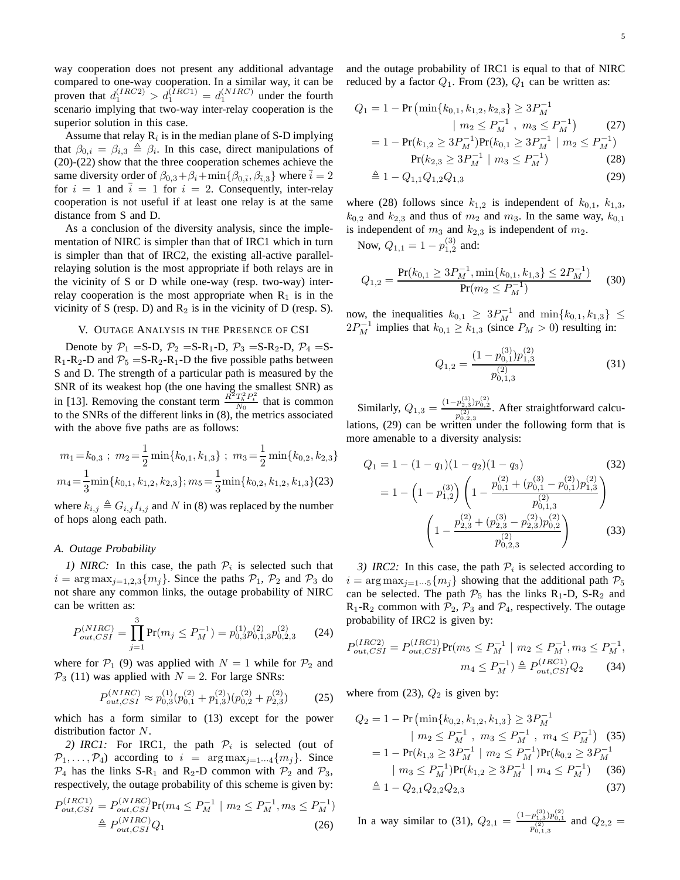way cooperation does not present any additional advantage compared to one-way cooperation. In a similar way, it can be proven that $d_1^{(IRC2)} > d_1^{(IRC1)} = d_1^{(NIRC)}$ under the fourth scenario implying that two-way inter-relay cooperation is the superior solution in this case.

Assume that relay $R_i$ is in the median plane of S-D implying that $\beta_{0,i} = \beta_{i,3} \triangleq \beta_i$. In this case, direct manipulations of (20)-(22) show that the three cooperation schemes achieve the same diversity order of $\beta_{0,3}+\beta_i+\min\{\beta_{0,\bar{i}},\beta_{\bar{i},3}\}$ where $\bar{i}=2$ for $i=1$ and $\bar{i}=1$ for $i=2$. Consequently, inter-relay cooperation is not useful if at least one relay is at the same distance from S and D.

As a conclusion of the diversity analysis, since the implementation of NIRC is simpler than that of IRC1 which in turn is simpler than that of IRC2, the existing all-active parallel-relaying solution is the most appropriate if both relays are in the vicinity of S or D while one-way (resp. two-way) inter-relay cooperation is the most appropriate when $R_1$ is in the vicinity of S (resp. D) and $R_2$ is in the vicinity of D (resp. S).

## V. Outage Analysis in the Presence of CSI

Denote by $\mathcal{P}_1$ =S-D, $\mathcal{P}_2$ =S-R$_1$-D, $\mathcal{P}_3$ =S-R$_2$-D, $\mathcal{P}_4$ =S-R$_1$-R$_2$-D and $\mathcal{P}_5$ =S-R$_2$-R$_1$-D the five possible paths between S and D. The strength of a particular path is measured by the SNR of its weakest hop (the one having the smallest SNR) as in [13]. Removing the constant term $\frac{R^2T_b^2P_t^2}{N_0}$ that is common to the SNRs of the different links in (8), the metrics associated with the above five paths are as follows:

$$m_1=k_{0,3}\ ;\ m_2=\frac{1}{2}\min\{k_{0,1},k_{1,3}\}\ ;\ m_3=\frac{1}{2}\min\{k_{0,2},k_{2,3}\}$$

$$m_4=\frac{1}{3}\min\{k_{0,1},k_{1,2},k_{2,3}\};m_5=\frac{1}{3}\min\{k_{0,2},k_{1,2},k_{1,3}\} \quad (23)$$

where $k_{i,j} \triangleq G_{i,j}I_{i,j}$ and $N$ in (8) was replaced by the number of hops along each path.

### A. Outage Probability

*1) NIRC:* In this case, the path $\mathcal{P}_i$ is selected such that $i=\arg\max_{j=1,2,3}\{m_j\}$. Since the paths $\mathcal{P}_1$, $\mathcal{P}_2$ and $\mathcal{P}_3$ do not share any common links, the outage probability of NIRC can be written as:

$$P_{out,CSI}^{(NIRC)} = \prod_{j=1}^{3}\Pr(m_j \leq P_M^{-1}) = p_{0,3}^{(1)}p_{0,1,3}^{(2)}p_{0,2,3}^{(2)} \quad (24)$$

where for $\mathcal{P}_1$ (9) was applied with $N=1$ while for $\mathcal{P}_2$ and $\mathcal{P}_3$ (11) was applied with $N=2$. For large SNRs:

$$P_{out,CSI}^{(NIRC)} \approx p_{0,3}^{(1)}(p_{0,1}^{(2)}+p_{1,3}^{(2)})(p_{0,2}^{(2)}+p_{2,3}^{(2)}) \quad (25)$$

which has a form similar to (13) except for the power distribution factor $N$.

*2) IRC1:* For IRC1, the path $\mathcal{P}_i$ is selected (out of $\mathcal{P}_1,\dots,\mathcal{P}_4$) according to $i=\arg\max_{j=1\cdots4}\{m_j\}$. Since $\mathcal{P}_4$ has the links S-R$_1$ and R$_2$-D common with $\mathcal{P}_2$ and $\mathcal{P}_3$, respectively, the outage probability of this scheme is given by:

$$P_{out,CSI}^{(IRC1)} = P_{out,CSI}^{(NIRC)}\Pr(m_4 \leq P_M^{-1} \mid m_2 \leq P_M^{-1}, m_3 \leq P_M^{-1}) \triangleq P_{out,CSI}^{(NIRC)}Q_1 \quad (26)$$

and the outage probability of IRC1 is equal to that of NIRC reduced by a factor $Q_1$. From (23), $Q_1$ can be written as:

$$Q_1 = 1-\Pr\left(\min\{k_{0,1},k_{1,2},k_{2,3}\} \geq 3P_M^{-1} \mid m_2 \leq P_M^{-1}\ ,\ m_3 \leq P_M^{-1}\right) \quad (27)$$

$$= 1-\Pr(k_{1,2} \geq 3P_M^{-1})\Pr(k_{0,1} \geq 3P_M^{-1} \mid m_2 \leq P_M^{-1}) \Pr(k_{2,3} \geq 3P_M^{-1} \mid m_3 \leq P_M^{-1}) \quad (28)$$

$$\triangleq 1-Q_{1,1}Q_{1,2}Q_{1,3} \quad (29)$$

where (28) follows since $k_{1,2}$ is independent of $k_{0,1}$, $k_{1,3}$, $k_{0,2}$ and $k_{2,3}$ and thus of $m_2$ and $m_3$. In the same way, $k_{0,1}$ is independent of $m_3$ and $k_{2,3}$ is independent of $m_2$.

Now, $Q_{1,1} = 1-p_{1,2}^{(3)}$ and:

$$Q_{1,2} = \frac{\Pr(k_{0,1} \geq 3P_M^{-1}, \min\{k_{0,1},k_{1,3}\} \leq 2P_M^{-1})}{\Pr(m_2 \leq P_M^{-1})} \quad (30)$$

now, the inequalities $k_{0,1} \geq 3P_M^{-1}$ and $\min\{k_{0,1},k_{1,3}\} \leq 2P_M^{-1}$ implies that $k_{0,1} \geq k_{1,3}$ (since $P_M > 0$) resulting in:

$$Q_{1,2} = \frac{(1-p_{0,1}^{(3)})p_{1,3}^{(2)}}{p_{0,1,3}^{(2)}} \quad (31)$$

Similarly, $Q_{1,3} = \frac{(1-p_{2,3}^{(3)})p_{0,2}^{(2)}}{p_{0,2,3}^{(2)}}$. After straightforward calculations, (29) can be written under the following form that is more amenable to a diversity analysis:

$$Q_1 = 1-(1-q_1)(1-q_2)(1-q_3) \quad (32)$$

$$= 1-\left(1-p_{1,2}^{(3)}\right)\left(1-\frac{p_{0,1}^{(2)}+(p_{0,1}^{(3)}-p_{0,1}^{(2)})p_{1,3}^{(2)}}{p_{0,1,3}^{(2)}}\right) \left(1-\frac{p_{2,3}^{(2)}+(p_{2,3}^{(3)}-p_{2,3}^{(2)})p_{0,2}^{(2)}}{p_{0,2,3}^{(2)}}\right) \quad (33)$$

*3) IRC2:* In this case, the path $\mathcal{P}_i$ is selected according to $i=\arg\max_{j=1\cdots5}\{m_j\}$ showing that the additional path $\mathcal{P}_5$ can be selected. The path $\mathcal{P}_5$ has the links R$_1$-D, S-R$_2$ and R$_1$-R$_2$ common with $\mathcal{P}_2$, $\mathcal{P}_3$ and $\mathcal{P}_4$, respectively. The outage probability of IRC2 is given by:

$$P_{out,CSI}^{(IRC2)} = P_{out,CSI}^{(IRC1)}\Pr(m_5 \leq P_M^{-1} \mid m_2 \leq P_M^{-1}, m_3 \leq P_M^{-1}, m_4 \leq P_M^{-1}) \triangleq P_{out,CSI}^{(IRC1)}Q_2 \quad (34)$$

where from (23), $Q_2$ is given by:

$$Q_2 = 1-\Pr\left(\min\{k_{0,2},k_{1,2},k_{1,3}\} \geq 3P_M^{-1} \mid m_2 \leq P_M^{-1}\ ,\ m_3 \leq P_M^{-1}\ ,\ m_4 \leq P_M^{-1}\right) \quad (35)$$

$$= 1-\Pr(k_{1,3} \geq 3P_M^{-1} \mid m_2 \leq P_M^{-1})\Pr(k_{0,2} \geq 3P_M^{-1} \mid m_3 \leq P_M^{-1})\Pr(k_{1,2} \geq 3P_M^{-1} \mid m_4 \leq P_M^{-1}) \quad (36)$$

$$\triangleq 1-Q_{2,1}Q_{2,2}Q_{2,3} \quad (37)$$

In a way similar to (31), $Q_{2,1} = \frac{(1-p_{1,3}^{(3)})p_{0,1}^{(2)}}{p_{0,1,3}^{(2)}}$ and $Q_{2,2} =$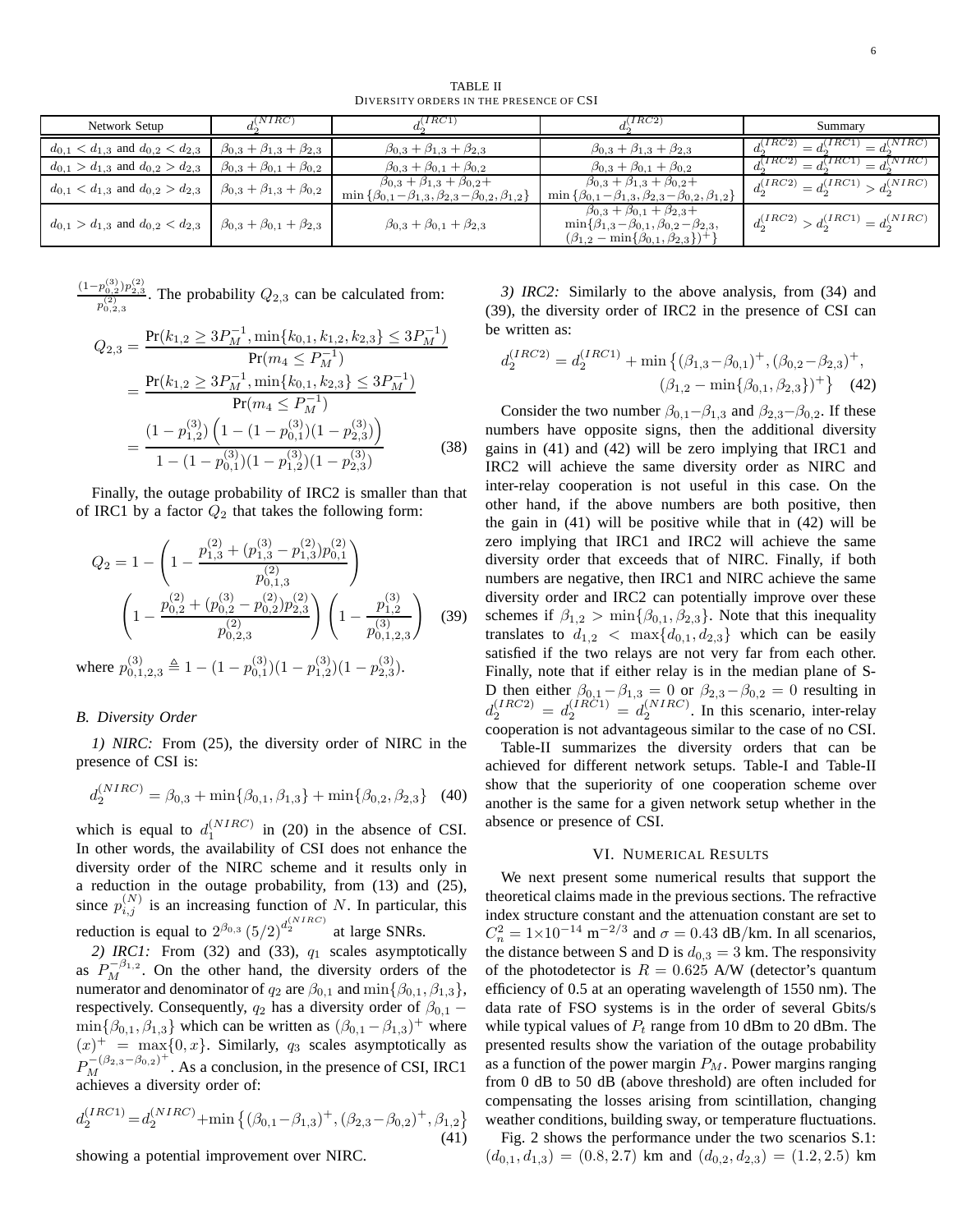TABLE II

DIVERSITY ORDERS IN THE PRESENCE OF CSI

| Network Setup | $d_2^{(NIRC)}$ | $d_2^{(IRC1)}$ | $d_2^{(IRC2)}$ | Summary |
|---|---|---|---|---|
| $d_{0,1} < d_{1,3}$ and $d_{0,2} < d_{2,3}$ | $\beta_{0,3} + \beta_{1,3} + \beta_{2,3}$ | $\beta_{0,3} + \beta_{1,3} + \beta_{2,3}$ | $\beta_{0,3} + \beta_{1,3} + \beta_{2,3}$ | $d_2^{(IRC2)} = d_2^{(IRC1)} = d_2^{(NIRC)}$ |
| $d_{0,1} > d_{1,3}$ and $d_{0,2} > d_{2,3}$ | $\beta_{0,3} + \beta_{0,1} + \beta_{0,2}$ | $\beta_{0,3} + \beta_{0,1} + \beta_{0,2}$ | $\beta_{0,3} + \beta_{0,1} + \beta_{0,2}$ | $d_2^{(IRC2)} = d_2^{(IRC1)} = d_2^{(NIRC)}$ |
| $d_{0,1} < d_{1,3}$ and $d_{0,2} > d_{2,3}$ | $\beta_{0,3} + \beta_{1,3} + \beta_{0,2}$ | $\beta_{0,3} + \beta_{1,3} + \beta_{0,2} + \min\{\beta_{0,1} - \beta_{1,3}, \beta_{2,3} - \beta_{0,2}, \beta_{1,2}\}$ | $\beta_{0,3} + \beta_{1,3} + \beta_{0,2} + \min\{\beta_{0,1} - \beta_{1,3}, \beta_{2,3} - \beta_{0,2}, \beta_{1,2}\}$ | $d_2^{(IRC2)} = d_2^{(IRC1)} > d_2^{(NIRC)}$ |
| $d_{0,1} > d_{1,3}$ and $d_{0,2} < d_{2,3}$ | $\beta_{0,3} + \beta_{0,1} + \beta_{2,3}$ | $\beta_{0,3} + \beta_{0,1} + \beta_{2,3}$ | $\beta_{0,3} + \beta_{0,1} + \beta_{2,3} + \min\{\beta_{1,3} - \beta_{0,1}, \beta_{0,2} - \beta_{2,3}, (\beta_{1,2} - \min\{\beta_{0,1}, \beta_{2,3}\})^+\}$ | $d_2^{(IRC2)} > d_2^{(IRC1)} = d_2^{(NIRC)}$ |

$\frac{(1-p_{0,2}^{(3)})p_{2,3}^{(2)}}{p_{0,2,3}^{(2)}}$. The probability $Q_{2,3}$ can be calculated from:

$$
\begin{aligned}
Q_{2,3} &= \frac{\Pr(k_{1,2} \geq 3P_M^{-1}, \min\{k_{0,1}, k_{1,2}, k_{2,3}\} \leq 3P_M^{-1})}{\Pr(m_4 \leq P_M^{-1})} \\
&= \frac{\Pr(k_{1,2} \geq 3P_M^{-1}, \min\{k_{0,1}, k_{2,3}\} \leq 3P_M^{-1})}{\Pr(m_4 \leq P_M^{-1})} \\
&= \frac{(1-p_{1,2}^{(3)})\left(1-(1-p_{0,1}^{(3)})(1-p_{2,3}^{(3)})\right)}{1-(1-p_{0,1}^{(3)})(1-p_{1,2}^{(3)})(1-p_{2,3}^{(3)})} \qquad (38)
\end{aligned}
$$

Finally, the outage probability of IRC2 is smaller than that of IRC1 by a factor $Q_2$ that takes the following form:

$$
\begin{aligned}
Q_2 = 1 - &\left(1 - \frac{p_{1,3}^{(2)} + (p_{1,3}^{(3)} - p_{1,3}^{(2)})p_{0,1}^{(2)}}{p_{0,1,3}^{(2)}}\right) \\
&\left(1 - \frac{p_{0,2}^{(2)} + (p_{0,2}^{(3)} - p_{0,2}^{(2)})p_{2,3}^{(2)}}{p_{0,2,3}^{(2)}}\right)\left(1 - \frac{p_{1,2}^{(3)}}{p_{0,1,2,3}^{(3)}}\right) \qquad (39)
\end{aligned}
$$

where $p_{0,1,2,3}^{(3)} \triangleq 1-(1-p_{0,1}^{(3)})(1-p_{1,2}^{(3)})(1-p_{2,3}^{(3)})$.

### B. Diversity Order

*1) NIRC:* From (25), the diversity order of NIRC in the presence of CSI is:

$$
d_2^{(NIRC)} = \beta_{0,3} + \min\{\beta_{0,1}, \beta_{1,3}\} + \min\{\beta_{0,2}, \beta_{2,3}\} \quad (40)
$$

which is equal to $d_1^{(NIRC)}$ in (20) in the absence of CSI. In other words, the availability of CSI does not enhance the diversity order of the NIRC scheme and it results only in a reduction in the outage probability, from (13) and (25), since $p_{i,j}^{(N)}$ is an increasing function of $N$. In particular, this reduction is equal to $2^{\beta_{0,3}}(5/2)^{d_2^{(NIRC)}}$ at large SNRs.

*2) IRC1:* From (32) and (33), $q_1$ scales asymptotically as $P_M^{-\beta_{1,2}}$. On the other hand, the diversity orders of the numerator and denominator of $q_2$ are $\beta_{0,1}$ and $\min\{\beta_{0,1}, \beta_{1,3}\}$, respectively. Consequently, $q_2$ has a diversity order of $\beta_{0,1} - \min\{\beta_{0,1}, \beta_{1,3}\}$ which can be written as $(\beta_{0,1} - \beta_{1,3})^+$ where $(x)^+ = \max\{0, x\}$. Similarly, $q_3$ scales asymptotically as $P_M^{-(\beta_{2,3} - \beta_{0,2})^+}$. As a conclusion, in the presence of CSI, IRC1 achieves a diversity order of:

$$
d_2^{(IRC1)} = d_2^{(NIRC)} + \min\left\{(\beta_{0,1} - \beta_{1,3})^+, (\beta_{2,3} - \beta_{0,2})^+, \beta_{1,2}\right\} \quad (41)
$$

showing a potential improvement over NIRC.

*3) IRC2:* Similarly to the above analysis, from (34) and (39), the diversity order of IRC2 in the presence of CSI can be written as:

$$
\begin{aligned}
d_2^{(IRC2)} = d_2^{(IRC1)} + \min\big\{&(\beta_{1,3} - \beta_{0,1})^+, (\beta_{0,2} - \beta_{2,3})^+, \\
&(\beta_{1,2} - \min\{\beta_{0,1}, \beta_{2,3}\})^+\big\} \quad (42)
\end{aligned}
$$

Consider the two number $\beta_{0,1} - \beta_{1,3}$ and $\beta_{2,3} - \beta_{0,2}$. If these numbers have opposite signs, then the additional diversity gains in (41) and (42) will be zero implying that IRC1 and IRC2 will achieve the same diversity order as NIRC and inter-relay cooperation is not useful in this case. On the other hand, if the above numbers are both positive, then the gain in (41) will be positive while that in (42) will be zero implying that IRC1 and IRC2 will achieve the same diversity order that exceeds that of NIRC. Finally, if both numbers are negative, then IRC1 and NIRC achieve the same diversity order and IRC2 can potentially improve over these schemes if $\beta_{1,2} > \min\{\beta_{0,1}, \beta_{2,3}\}$. Note that this inequality translates to $d_{1,2} < \max\{d_{0,1}, d_{2,3}\}$ which can be easily satisfied if the two relays are not very far from each other. Finally, note that if either relay is in the median plane of S-D then either $\beta_{0,1} - \beta_{1,3} = 0$ or $\beta_{2,3} - \beta_{0,2} = 0$ resulting in $d_2^{(IRC2)} = d_2^{(IRC1)} = d_2^{(NIRC)}$. In this scenario, inter-relay cooperation is not advantageous similar to the case of no CSI.

Table-II summarizes the diversity orders that can be achieved for different network setups. Table-I and Table-II show that the superiority of one cooperation scheme over another is the same for a given network setup whether in the absence or presence of CSI.

## VI. Numerical Results

We next present some numerical results that support the theoretical claims made in the previous sections. The refractive index structure constant and the attenuation constant are set to $C_n^2 = 1\times10^{-14}$ m$^{-2/3}$ and $\sigma = 0.43$ dB/km. In all scenarios, the distance between S and D is $d_{0,3} = 3$ km. The responsivity of the photodetector is $R = 0.625$ A/W (detector's quantum efficiency of 0.5 at an operating wavelength of 1550 nm). The data rate of FSO systems is in the order of several Gbits/s while typical values of $P_t$ range from 10 dBm to 20 dBm. The presented results show the variation of the outage probability as a function of the power margin $P_M$. Power margins ranging from 0 dB to 50 dB (above threshold) are often included for compensating the losses arising from scintillation, changing weather conditions, building sway, or temperature fluctuations.

Fig. 2 shows the performance under the two scenarios S.1: $(d_{0,1}, d_{1,3}) = (0.8, 2.7)$ km and $(d_{0,2}, d_{2,3}) = (1.2, 2.5)$ km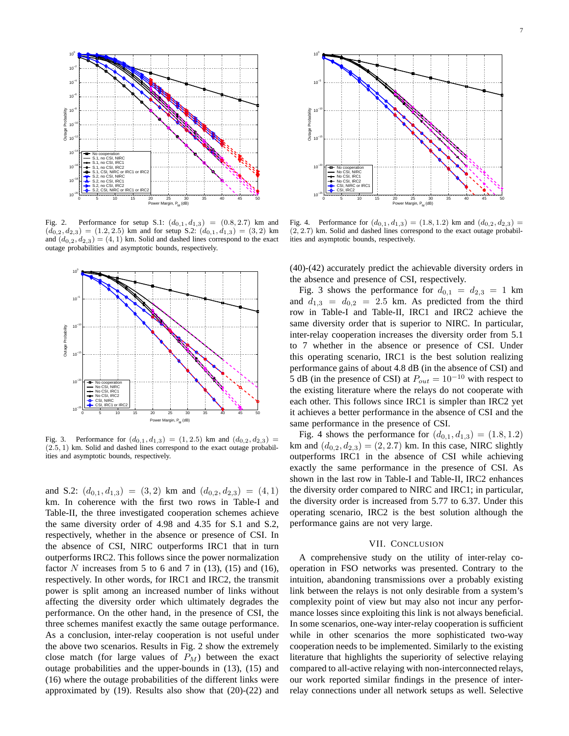Fig. 2. Performance for setup S.1: $(d_{0,1}, d_{1,3}) = (0.8, 2.7)$ km and $(d_{0,2}, d_{2,3}) = (1.2, 2.5)$ km and for setup S.2: $(d_{0,1}, d_{1,3}) = (3, 2)$ km and $(d_{0,2}, d_{2,3}) = (4, 1)$ km. Solid and dashed lines correspond to the exact outage probabilities and asymptotic bounds, respectively.

Fig. 3. Performance for $(d_{0,1}, d_{1,3}) = (1, 2.5)$ km and $(d_{0,2}, d_{2,3}) = (2.5, 1)$ km. Solid and dashed lines correspond to the exact outage probabilities and asymptotic bounds, respectively.

and S.2: $(d_{0,1}, d_{1,3}) = (3, 2)$ km and $(d_{0,2}, d_{2,3}) = (4, 1)$ km. In coherence with the first two rows in Table-I and Table-II, the three investigated cooperation schemes achieve the same diversity order of 4.98 and 4.35 for S.1 and S.2, respectively, whether in the absence or presence of CSI. In the absence of CSI, NIRC outperforms IRC1 that in turn outperforms IRC2. This follows since the power normalization factor $N$ increases from 5 to 6 and 7 in (13), (15) and (16), respectively. In other words, for IRC1 and IRC2, the transmit power is split among an increased number of links without affecting the diversity order which ultimately degrades the performance. On the other hand, in the presence of CSI, the three schemes manifest exactly the same outage performance. As a conclusion, inter-relay cooperation is not useful under the above two scenarios. Results in Fig. 2 show the extremely close match (for large values of $P_M$) between the exact outage probabilities and the upper-bounds in (13), (15) and (16) where the outage probabilities of the different links were approximated by (19). Results also show that (20)-(22) and

Fig. 4. Performance for $(d_{0,1}, d_{1,3}) = (1.8, 1.2)$ km and $(d_{0,2}, d_{2,3}) = (2, 2.7)$ km. Solid and dashed lines correspond to the exact outage probabilities and asymptotic bounds, respectively.

(40)-(42) accurately predict the achievable diversity orders in the absence and presence of CSI, respectively.

Fig. 3 shows the performance for $d_{0,1} = d_{2,3} = 1$ km and $d_{1,3} = d_{0,2} = 2.5$ km. As predicted from the third row in Table-I and Table-II, IRC1 and IRC2 achieve the same diversity order that is superior to NIRC. In particular, inter-relay cooperation increases the diversity order from 5.1 to 7 whether in the absence or presence of CSI. Under this operating scenario, IRC1 is the best solution realizing performance gains of about 4.8 dB (in the absence of CSI) and 5 dB (in the presence of CSI) at $P_{out} = 10^{-10}$ with respect to the existing literature where the relays do not cooperate with each other. This follows since IRC1 is simpler than IRC2 yet it achieves a better performance in the absence of CSI and the same performance in the presence of CSI.

Fig. 4 shows the performance for $(d_{0,1}, d_{1,3}) = (1.8, 1.2)$ km and $(d_{0,2}, d_{2,3}) = (2, 2.7)$ km. In this case, NIRC slightly outperforms IRC1 in the absence of CSI while achieving exactly the same performance in the presence of CSI. As shown in the last row in Table-I and Table-II, IRC2 enhances the diversity order compared to NIRC and IRC1; in particular, the diversity order is increased from 5.77 to 6.37. Under this operating scenario, IRC2 is the best solution although the performance gains are not very large.

## VII. Conclusion

A comprehensive study on the utility of inter-relay cooperation in FSO networks was presented. Contrary to the intuition, abandoning transmissions over a probably existing link between the relays is not only desirable from a system's complexity point of view but may also not incur any performance losses since exploiting this link is not always beneficial. In some scenarios, one-way inter-relay cooperation is sufficient while in other scenarios the more sophisticated two-way cooperation needs to be implemented. Similarly to the existing literature that highlights the superiority of selective relaying compared to all-active relaying with non-interconnected relays, our work reported similar findings in the presence of inter-relay connections under all network setups as well. Selective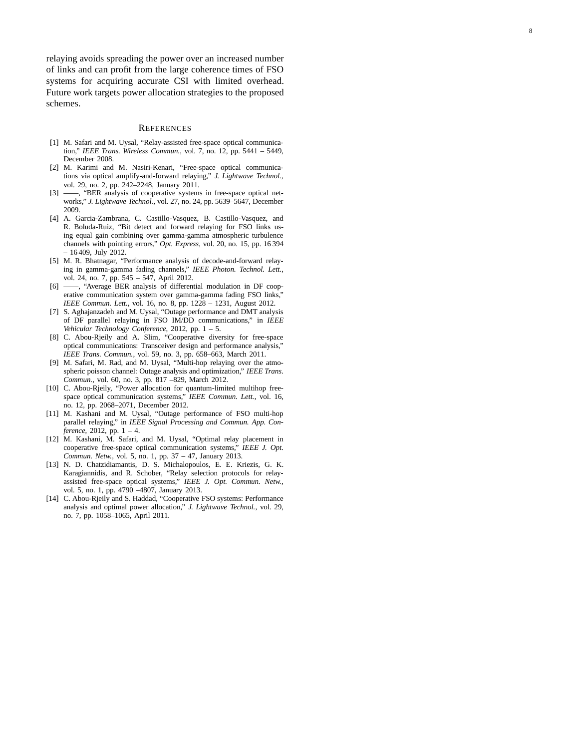relaying avoids spreading the power over an increased number of links and can profit from the large coherence times of FSO systems for acquiring accurate CSI with limited overhead. Future work targets power allocation strategies to the proposed schemes.

## References

[1] M. Safari and M. Uysal, "Relay-assisted free-space optical communication," *IEEE Trans. Wireless Commun.*, vol. 7, no. 12, pp. 5441 – 5449, December 2008.

[2] M. Karimi and M. Nasiri-Kenari, "Free-space optical communications via optical amplify-and-forward relaying," *J. Lightwave Technol.*, vol. 29, no. 2, pp. 242–2248, January 2011.

[3] ——, "BER analysis of cooperative systems in free-space optical networks," *J. Lightwave Technol.*, vol. 27, no. 24, pp. 5639–5647, December 2009.

[4] A. Garcia-Zambrana, C. Castillo-Vasquez, B. Castillo-Vasquez, and R. Boluda-Ruiz, "Bit detect and forward relaying for FSO links using equal gain combining over gamma-gamma atmospheric turbulence channels with pointing errors," *Opt. Express*, vol. 20, no. 15, pp. 16 394 – 16 409, July 2012.

[5] M. R. Bhatnagar, "Performance analysis of decode-and-forward relaying in gamma-gamma fading channels," *IEEE Photon. Technol. Lett.*, vol. 24, no. 7, pp. 545 – 547, April 2012.

[6] ——, "Average BER analysis of differential modulation in DF cooperative communication system over gamma-gamma fading FSO links," *IEEE Commun. Lett.*, vol. 16, no. 8, pp. 1228 – 1231, August 2012.

[7] S. Aghajanzadeh and M. Uysal, "Outage performance and DMT analysis of DF parallel relaying in FSO IM/DD communications," in *IEEE Vehicular Technology Conference*, 2012, pp. 1 – 5.

[8] C. Abou-Rjeily and A. Slim, "Cooperative diversity for free-space optical communications: Transceiver design and performance analysis," *IEEE Trans. Commun.*, vol. 59, no. 3, pp. 658–663, March 2011.

[9] M. Safari, M. Rad, and M. Uysal, "Multi-hop relaying over the atmospheric poisson channel: Outage analysis and optimization," *IEEE Trans. Commun.*, vol. 60, no. 3, pp. 817 –829, March 2012.

[10] C. Abou-Rjeily, "Power allocation for quantum-limited multihop free-space optical communication systems," *IEEE Commun. Lett.*, vol. 16, no. 12, pp. 2068–2071, December 2012.

[11] M. Kashani and M. Uysal, "Outage performance of FSO multi-hop parallel relaying," in *IEEE Signal Processing and Commun. App. Conference*, 2012, pp. 1 – 4.

[12] M. Kashani, M. Safari, and M. Uysal, "Optimal relay placement in cooperative free-space optical communication systems," *IEEE J. Opt. Commun. Netw.*, vol. 5, no. 1, pp. 37 – 47, January 2013.

[13] N. D. Chatzidiamantis, D. S. Michalopoulos, E. E. Kriezis, G. K. Karagiannidis, and R. Schober, "Relay selection protocols for relay-assisted free-space optical systems," *IEEE J. Opt. Commun. Netw.*, vol. 5, no. 1, pp. 4790 –4807, January 2013.

[14] C. Abou-Rjeily and S. Haddad, "Cooperative FSO systems: Performance analysis and optimal power allocation," *J. Lightwave Technol.*, vol. 29, no. 7, pp. 1058–1065, April 2011.